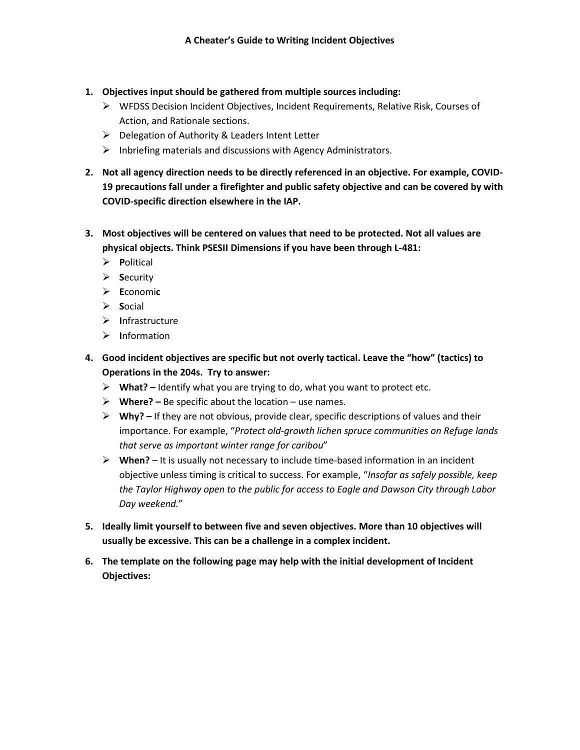# A Cheater's Guide to Writing Incident Objectives

1. **Objectives input should be gathered from multiple sources including:**
   - WFDSS Decision Incident Objectives, Incident Requirements, Relative Risk, Courses of Action, and Rationale sections.
   - Delegation of Authority & Leaders Intent Letter
   - Inbriefing materials and discussions with Agency Administrators.

2. **Not all agency direction needs to be directly referenced in an objective. For example, COVID-19 precautions fall under a firefighter and public safety objective and can be covered by with COVID-specific direction elsewhere in the IAP.**

3. **Most objectives will be centered on values that need to be protected. Not all values are physical objects. Think PSESII Dimensions if you have been through L-481:**
   - **P**olitical
   - **S**ecurity
   - **E**conomi**c**
   - **S**ocial
   - **I**nfrastructure
   - **I**nformation

4. **Good incident objectives are specific but not overly tactical. Leave the "how" (tactics) to Operations in the 204s. Try to answer:**
   - **What? –** Identify what you are trying to do, what you want to protect etc.
   - **Where? –** Be specific about the location – use names.
   - **Why? –** If they are not obvious, provide clear, specific descriptions of values and their importance. For example, "*Protect old-growth lichen spruce communities on Refuge lands that serve as important winter range for caribou*"
   - **When?** – It is usually not necessary to include time-based information in an incident objective unless timing is critical to success. For example, "*Insofar as safely possible, keep the Taylor Highway open to the public for access to Eagle and Dawson City through Labor Day weekend.*"

5. **Ideally limit yourself to between five and seven objectives. More than 10 objectives will usually be excessive. This can be a challenge in a complex incident.**

6. **The template on the following page may help with the initial development of Incident Objectives:**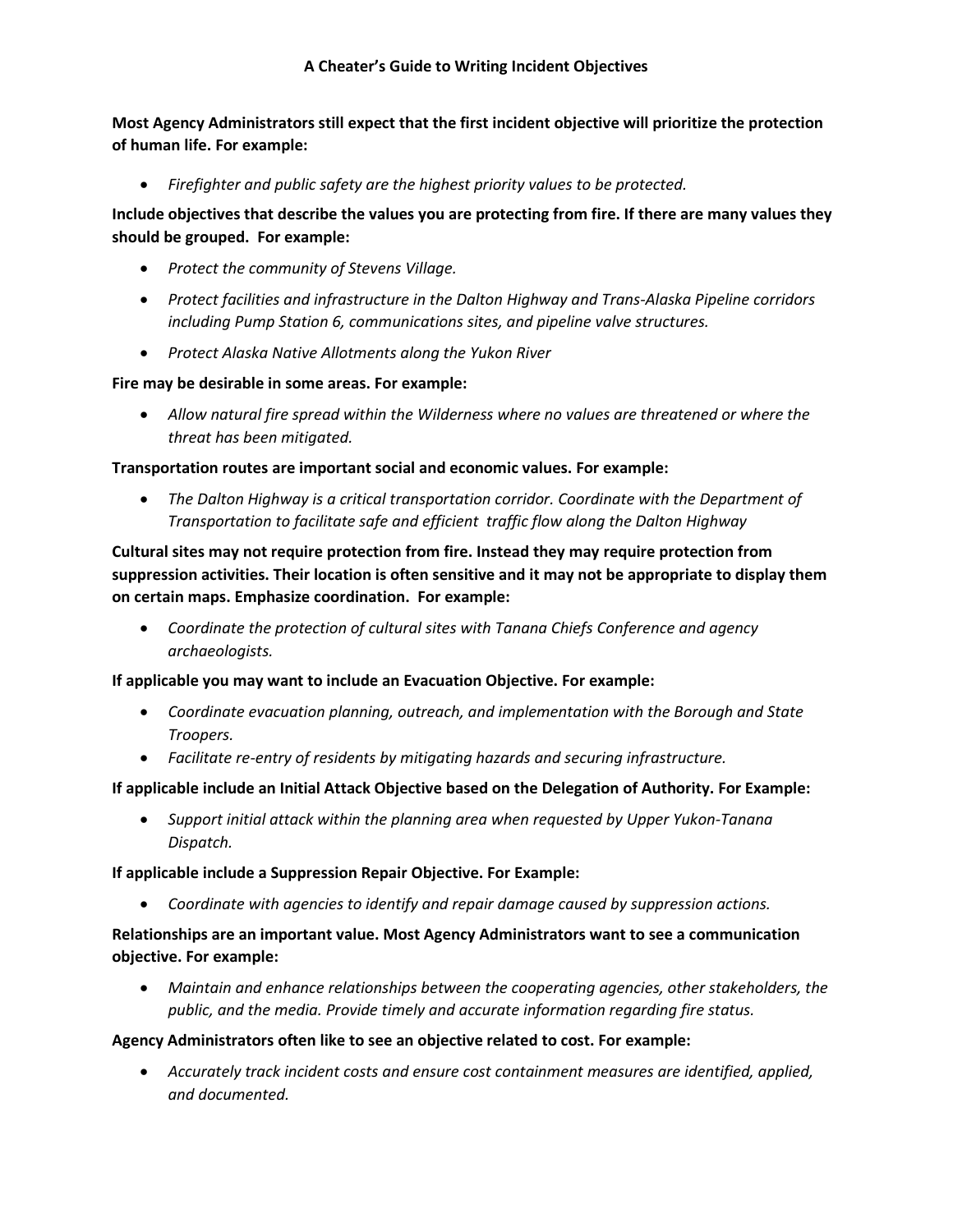# A Cheater's Guide to Writing Incident Objectives

**Most Agency Administrators still expect that the first incident objective will prioritize the protection of human life. For example:**

- *Firefighter and public safety are the highest priority values to be protected.*

**Include objectives that describe the values you are protecting from fire. If there are many values they should be grouped. For example:**

- *Protect the community of Stevens Village.*
- *Protect facilities and infrastructure in the Dalton Highway and Trans-Alaska Pipeline corridors including Pump Station 6, communications sites, and pipeline valve structures.*
- *Protect Alaska Native Allotments along the Yukon River*

**Fire may be desirable in some areas. For example:**

- *Allow natural fire spread within the Wilderness where no values are threatened or where the threat has been mitigated.*

**Transportation routes are important social and economic values. For example:**

- *The Dalton Highway is a critical transportation corridor. Coordinate with the Department of Transportation to facilitate safe and efficient traffic flow along the Dalton Highway*

**Cultural sites may not require protection from fire. Instead they may require protection from suppression activities. Their location is often sensitive and it may not be appropriate to display them on certain maps. Emphasize coordination. For example:**

- *Coordinate the protection of cultural sites with Tanana Chiefs Conference and agency archaeologists.*

**If applicable you may want to include an Evacuation Objective. For example:**

- *Coordinate evacuation planning, outreach, and implementation with the Borough and State Troopers.*
- *Facilitate re-entry of residents by mitigating hazards and securing infrastructure.*

**If applicable include an Initial Attack Objective based on the Delegation of Authority. For Example:**

- *Support initial attack within the planning area when requested by Upper Yukon-Tanana Dispatch.*

**If applicable include a Suppression Repair Objective. For Example:**

- *Coordinate with agencies to identify and repair damage caused by suppression actions.*

**Relationships are an important value. Most Agency Administrators want to see a communication objective. For example:**

- *Maintain and enhance relationships between the cooperating agencies, other stakeholders, the public, and the media. Provide timely and accurate information regarding fire status.*

**Agency Administrators often like to see an objective related to cost. For example:**

- *Accurately track incident costs and ensure cost containment measures are identified, applied, and documented.*